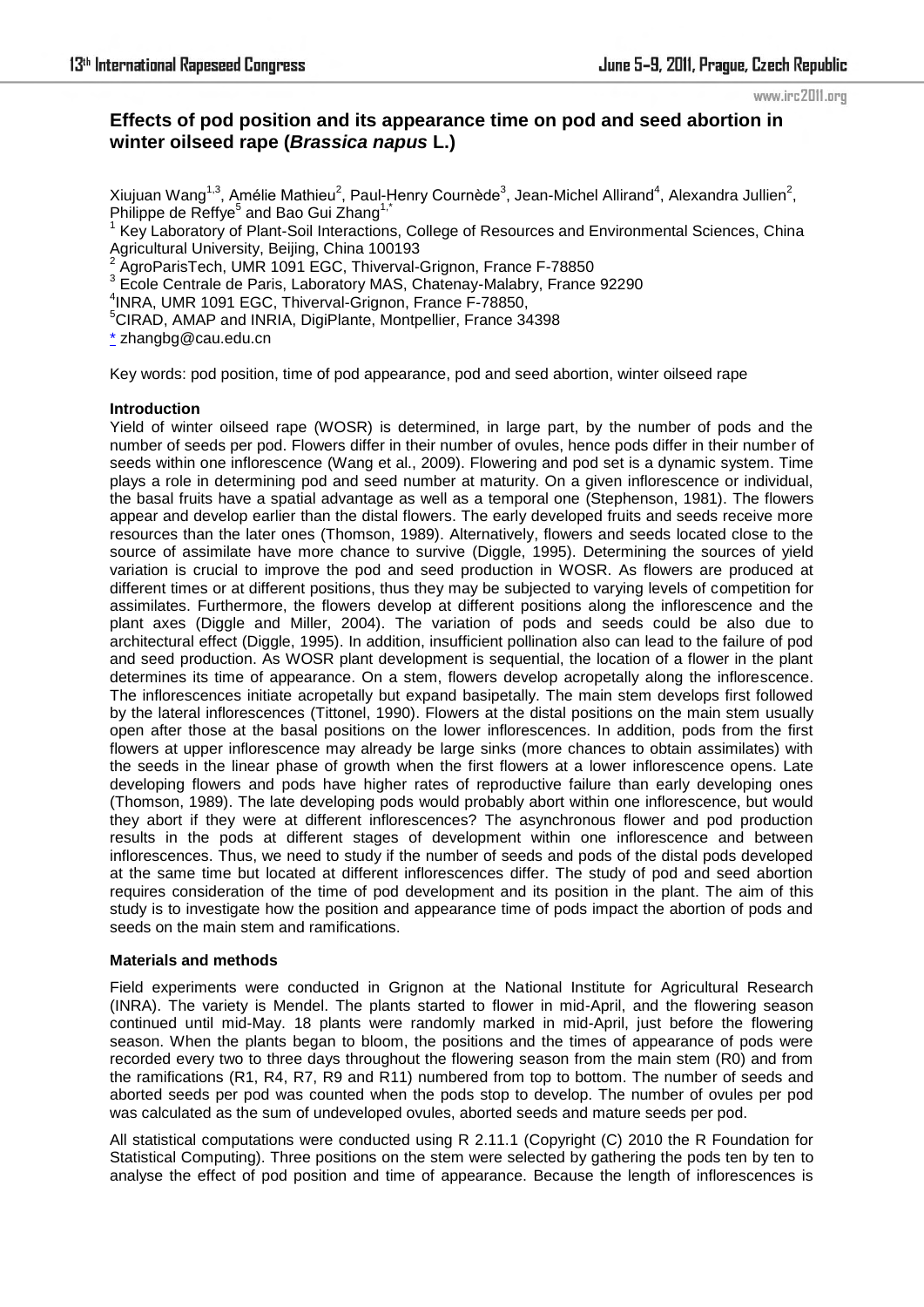# Effects of pod position and its appearance time on pod and seed abortion in winter oilseed rape (*Brassica napus* L.)

Xiujuan Wang[1,3], Amélie Mathieu[2], Paul-Henry Cournède[3], Jean-Michel Allirand[4], Alexandra Jullien[2], Philippe de Reffye[5] and Bao Gui Zhang[1,*]

[1] Key Laboratory of Plant-Soil Interactions, College of Resources and Environmental Sciences, China Agricultural University, Beijing, China 100193

[2] AgroParisTech, UMR 1091 EGC, Thiverval-Grignon, France F-78850

[3] Ecole Centrale de Paris, Laboratory MAS, Chatenay-Malabry, France 92290

[4]INRA, UMR 1091 EGC, Thiverval-Grignon, France F-78850,

[5]CIRAD, AMAP and INRIA, DigiPlante, Montpellier, France 34398

* zhangbg@cau.edu.cn

Key words: pod position, time of pod appearance, pod and seed abortion, winter oilseed rape

### Introduction

Yield of winter oilseed rape (WOSR) is determined, in large part, by the number of pods and the number of seeds per pod. Flowers differ in their number of ovules, hence pods differ in their number of seeds within one inflorescence (Wang et al., 2009). Flowering and pod set is a dynamic system. Time plays a role in determining pod and seed number at maturity. On a given inflorescence or individual, the basal fruits have a spatial advantage as well as a temporal one (Stephenson, 1981). The flowers appear and develop earlier than the distal flowers. The early developed fruits and seeds receive more resources than the later ones (Thomson, 1989). Alternatively, flowers and seeds located close to the source of assimilate have more chance to survive (Diggle, 1995). Determining the sources of yield variation is crucial to improve the pod and seed production in WOSR. As flowers are produced at different times or at different positions, thus they may be subjected to varying levels of competition for assimilates. Furthermore, the flowers develop at different positions along the inflorescence and the plant axes (Diggle and Miller, 2004). The variation of pods and seeds could be also due to architectural effect (Diggle, 1995). In addition, insufficient pollination also can lead to the failure of pod and seed production. As WOSR plant development is sequential, the location of a flower in the plant determines its time of appearance. On a stem, flowers develop acropetally along the inflorescence. The inflorescences initiate acropetally but expand basipetally. The main stem develops first followed by the lateral inflorescences (Tittonel, 1990). Flowers at the distal positions on the main stem usually open after those at the basal positions on the lower inflorescences. In addition, pods from the first flowers at upper inflorescence may already be large sinks (more chances to obtain assimilates) with the seeds in the linear phase of growth when the first flowers at a lower inflorescence opens. Late developing flowers and pods have higher rates of reproductive failure than early developing ones (Thomson, 1989). The late developing pods would probably abort within one inflorescence, but would they abort if they were at different inflorescences? The asynchronous flower and pod production results in the pods at different stages of development within one inflorescence and between inflorescences. Thus, we need to study if the number of seeds and pods of the distal pods developed at the same time but located at different inflorescences differ. The study of pod and seed abortion requires consideration of the time of pod development and its position in the plant. The aim of this study is to investigate how the position and appearance time of pods impact the abortion of pods and seeds on the main stem and ramifications.

### Materials and methods

Field experiments were conducted in Grignon at the National Institute for Agricultural Research (INRA). The variety is Mendel. The plants started to flower in mid-April, and the flowering season continued until mid-May. 18 plants were randomly marked in mid-April, just before the flowering season. When the plants began to bloom, the positions and the times of appearance of pods were recorded every two to three days throughout the flowering season from the main stem (R0) and from the ramifications (R1, R4, R7, R9 and R11) numbered from top to bottom. The number of seeds and aborted seeds per pod was counted when the pods stop to develop. The number of ovules per pod was calculated as the sum of undeveloped ovules, aborted seeds and mature seeds per pod.

All statistical computations were conducted using R 2.11.1 (Copyright (C) 2010 the R Foundation for Statistical Computing). Three positions on the stem were selected by gathering the pods ten by ten to analyse the effect of pod position and time of appearance. Because the length of inflorescences is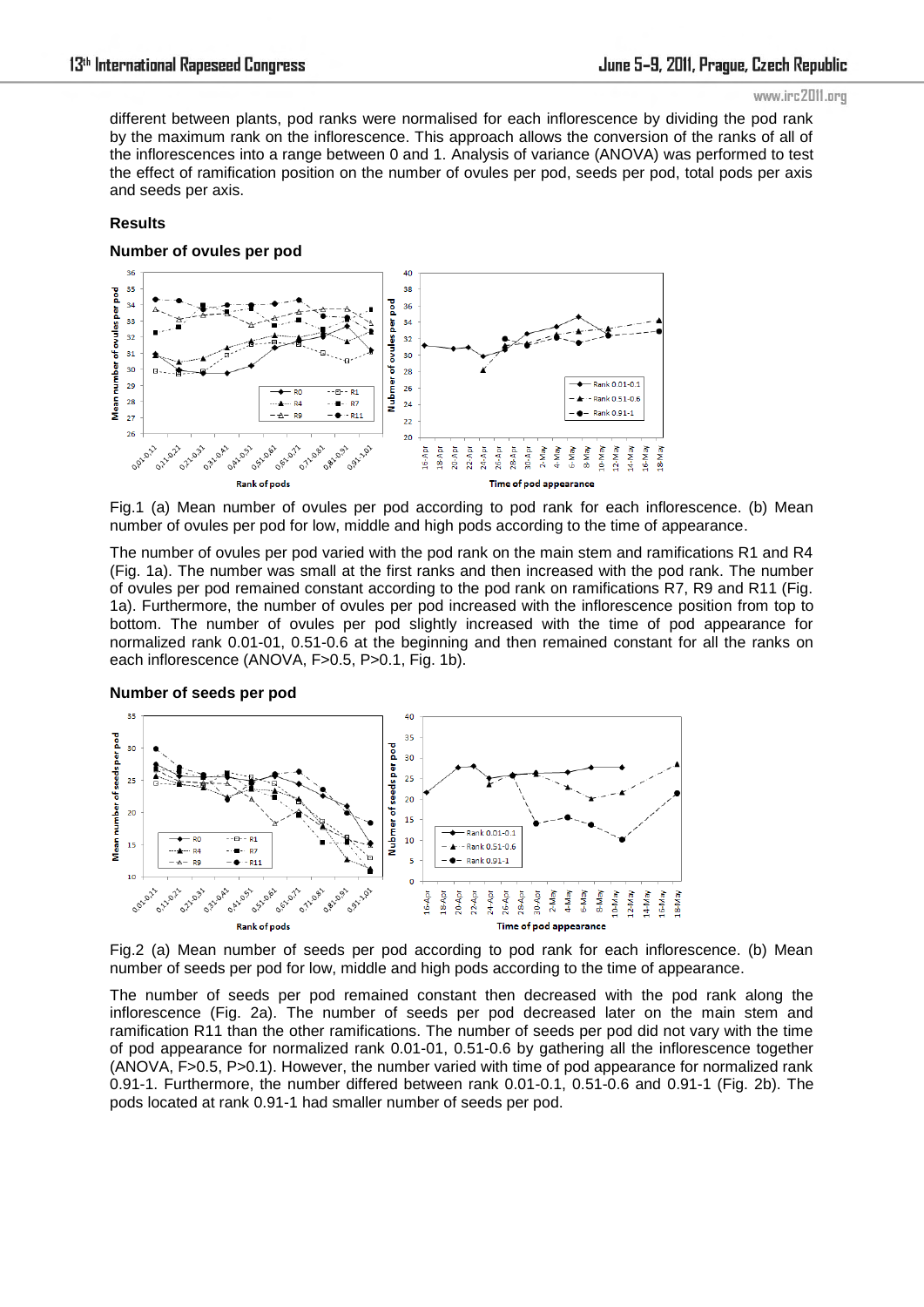different between plants, pod ranks were normalised for each inflorescence by dividing the pod rank by the maximum rank on the inflorescence. This approach allows the conversion of the ranks of all of the inflorescences into a range between 0 and 1. Analysis of variance (ANOVA) was performed to test the effect of ramification position on the number of ovules per pod, seeds per pod, total pods per axis and seeds per axis.

## Results

### Number of ovules per pod

Fig.1 (a) Mean number of ovules per pod according to pod rank for each inflorescence. (b) Mean number of ovules per pod for low, middle and high pods according to the time of appearance.

The number of ovules per pod varied with the pod rank on the main stem and ramifications R1 and R4 (Fig. 1a). The number was small at the first ranks and then increased with the pod rank. The number of ovules per pod remained constant according to the pod rank on ramifications R7, R9 and R11 (Fig. 1a). Furthermore, the number of ovules per pod increased with the inflorescence position from top to bottom. The number of ovules per pod slightly increased with the time of pod appearance for normalized rank 0.01-01, 0.51-0.6 at the beginning and then remained constant for all the ranks on each inflorescence (ANOVA, $F>0.5$, $P>0.1$, Fig. 1b).

### Number of seeds per pod

Fig.2 (a) Mean number of seeds per pod according to pod rank for each inflorescence. (b) Mean number of seeds per pod for low, middle and high pods according to the time of appearance.

The number of seeds per pod remained constant then decreased with the pod rank along the inflorescence (Fig. 2a). The number of seeds per pod decreased later on the main stem and ramification R11 than the other ramifications. The number of seeds per pod did not vary with the time of pod appearance for normalized rank 0.01-01, 0.51-0.6 by gathering all the inflorescence together (ANOVA, $F>0.5$, $P>0.1$). However, the number varied with time of pod appearance for normalized rank 0.91-1. Furthermore, the number differed between rank 0.01-0.1, 0.51-0.6 and 0.91-1 (Fig. 2b). The pods located at rank 0.91-1 had smaller number of seeds per pod.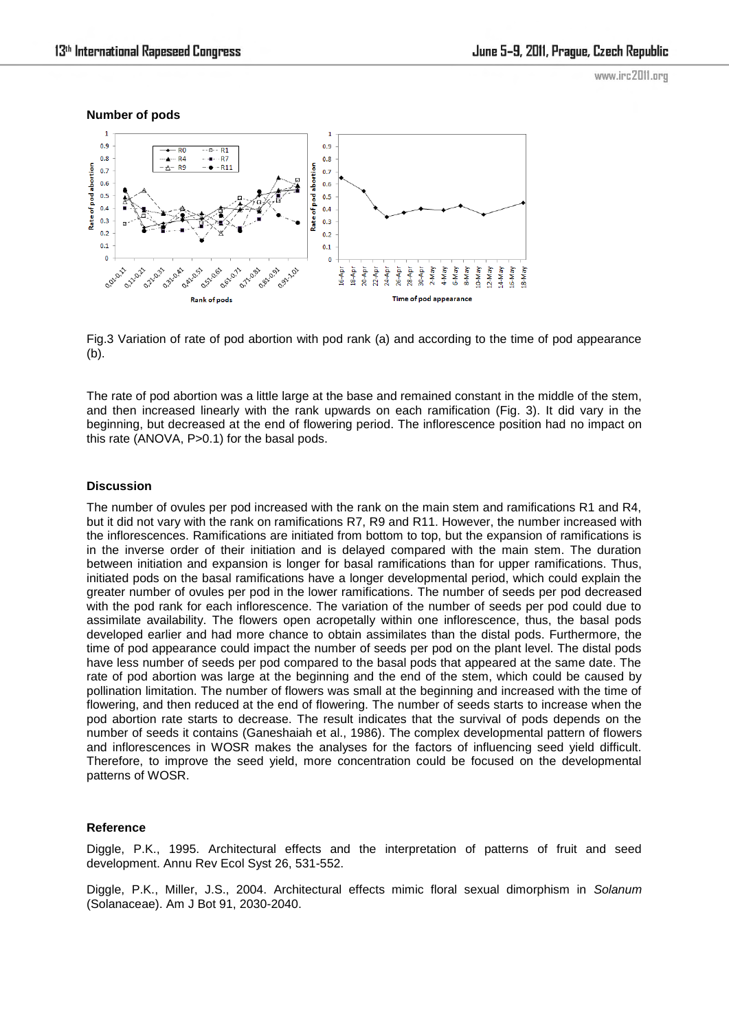**Number of pods**

Fig.3 Variation of rate of pod abortion with pod rank (a) and according to the time of pod appearance (b).

The rate of pod abortion was a little large at the base and remained constant in the middle of the stem, and then increased linearly with the rank upwards on each ramification (Fig. 3). It did vary in the beginning, but decreased at the end of flowering period. The inflorescence position had no impact on this rate (ANOVA, P>0.1) for the basal pods.

**Discussion**

The number of ovules per pod increased with the rank on the main stem and ramifications R1 and R4, but it did not vary with the rank on ramifications R7, R9 and R11. However, the number increased with the inflorescences. Ramifications are initiated from bottom to top, but the expansion of ramifications is in the inverse order of their initiation and is delayed compared with the main stem. The duration between initiation and expansion is longer for basal ramifications than for upper ramifications. Thus, initiated pods on the basal ramifications have a longer developmental period, which could explain the greater number of ovules per pod in the lower ramifications. The number of seeds per pod decreased with the pod rank for each inflorescence. The variation of the number of seeds per pod could due to assimilate availability. The flowers open acropetally within one inflorescence, thus, the basal pods developed earlier and had more chance to obtain assimilates than the distal pods. Furthermore, the time of pod appearance could impact the number of seeds per pod on the plant level. The distal pods have less number of seeds per pod compared to the basal pods that appeared at the same date. The rate of pod abortion was large at the beginning and the end of the stem, which could be caused by pollination limitation. The number of flowers was small at the beginning and increased with the time of flowering, and then reduced at the end of flowering. The number of seeds starts to increase when the pod abortion rate starts to decrease. The result indicates that the survival of pods depends on the number of seeds it contains (Ganeshaiah et al., 1986). The complex developmental pattern of flowers and inflorescences in WOSR makes the analyses for the factors of influencing seed yield difficult. Therefore, to improve the seed yield, more concentration could be focused on the developmental patterns of WOSR.

**Reference**

Diggle, P.K., 1995. Architectural effects and the interpretation of patterns of fruit and seed development. Annu Rev Ecol Syst 26, 531-552.

Diggle, P.K., Miller, J.S., 2004. Architectural effects mimic floral sexual dimorphism in *Solanum* (Solanaceae). Am J Bot 91, 2030-2040.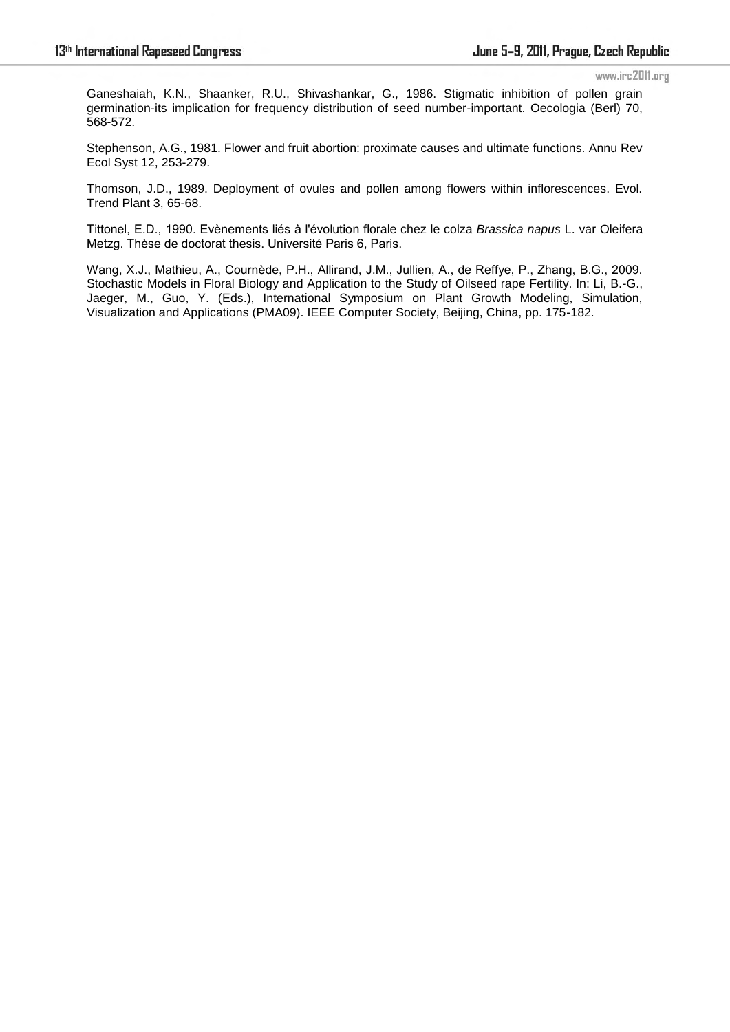Ganeshaiah, K.N., Shaanker, R.U., Shivashankar, G., 1986. Stigmatic inhibition of pollen grain germination-its implication for frequency distribution of seed number-important. Oecologia (Berl) 70, 568-572.

Stephenson, A.G., 1981. Flower and fruit abortion: proximate causes and ultimate functions. Annu Rev Ecol Syst 12, 253-279.

Thomson, J.D., 1989. Deployment of ovules and pollen among flowers within inflorescences. Evol. Trend Plant 3, 65-68.

Tittonel, E.D., 1990. Evènements liés à l'évolution florale chez le colza *Brassica napus* L. var Oleifera Metzg. Thèse de doctorat thesis. Université Paris 6, Paris.

Wang, X.J., Mathieu, A., Cournède, P.H., Allirand, J.M., Jullien, A., de Reffye, P., Zhang, B.G., 2009. Stochastic Models in Floral Biology and Application to the Study of Oilseed rape Fertility. In: Li, B.-G., Jaeger, M., Guo, Y. (Eds.), International Symposium on Plant Growth Modeling, Simulation, Visualization and Applications (PMA09). IEEE Computer Society, Beijing, China, pp. 175-182.